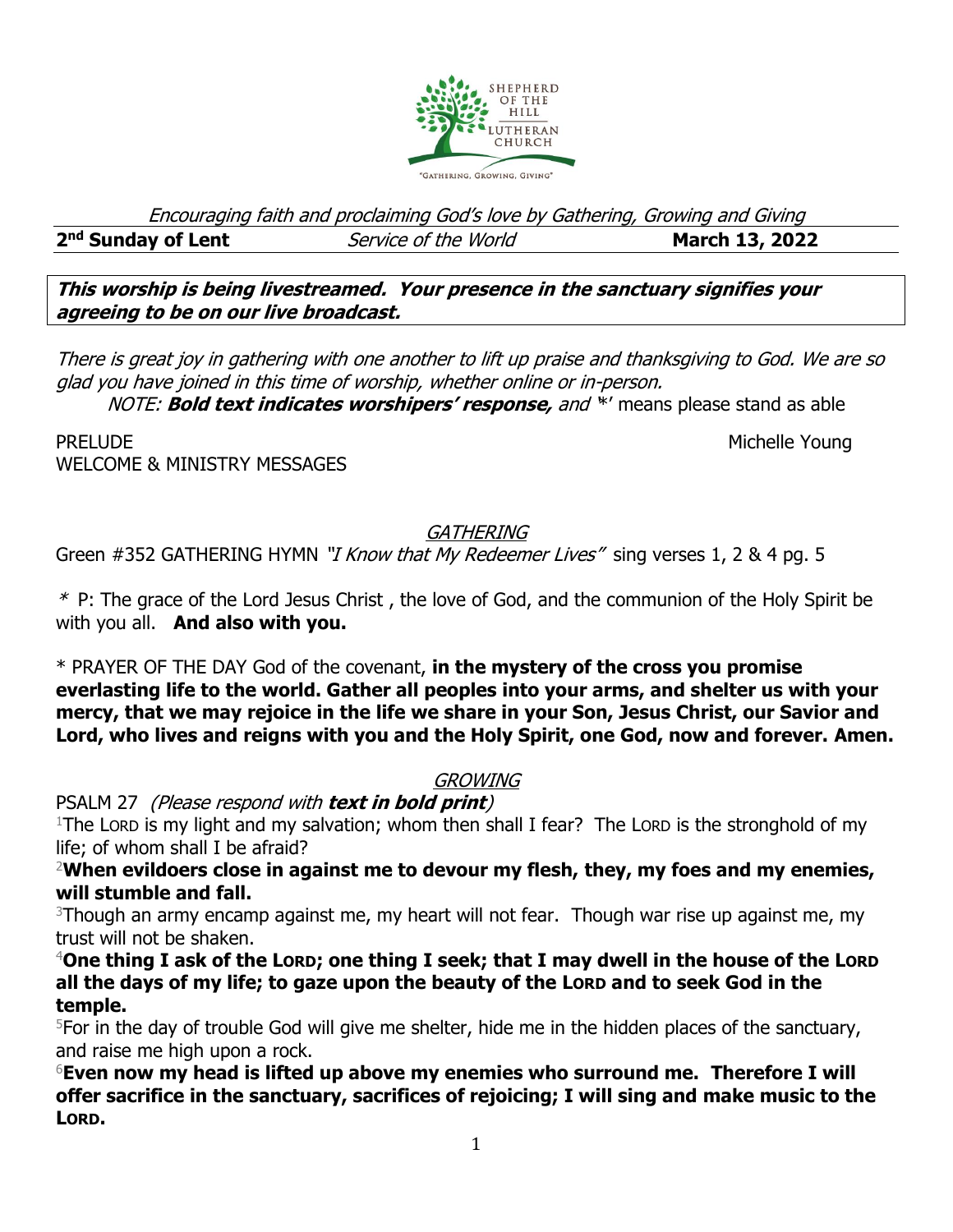SHEPHERD OF THE HILL LUTHERAN CHURCH

"GATHERING, GROWING, GIVING"

*Encouraging faith and proclaiming God's love by Gathering, Growing and Giving*

**2nd Sunday of Lent** *Service of the World* **March 13, 2022**

***This worship is being livestreamed. Your presence in the sanctuary signifies your agreeing to be on our live broadcast.***

*There is great joy in gathering with one another to lift up praise and thanksgiving to God. We are so glad you have joined in this time of worship, whether online or in-person.*

*NOTE:* ***Bold text indicates worshipers' response,*** *and* '*' means please stand as able

PRELUDE Michelle Young

WELCOME & MINISTRY MESSAGES

## GATHERING

Green #352 GATHERING HYMN *"I Know that My Redeemer Lives"* sing verses 1, 2 & 4 pg. 5

\* P: The grace of the Lord Jesus Christ , the love of God, and the communion of the Holy Spirit be with you all. **And also with you.**

\* PRAYER OF THE DAY God of the covenant, **in the mystery of the cross you promise everlasting life to the world. Gather all peoples into your arms, and shelter us with your mercy, that we may rejoice in the life we share in your Son, Jesus Christ, our Savior and Lord, who lives and reigns with you and the Holy Spirit, one God, now and forever. Amen.**

## GROWING

PSALM 27 *(Please respond with* ***text in bold print****)*

1The LORD is my light and my salvation; whom then shall I fear? The LORD is the stronghold of my life; of whom shall I be afraid?

**2When evildoers close in against me to devour my flesh, they, my foes and my enemies, will stumble and fall.**

3Though an army encamp against me, my heart will not fear. Though war rise up against me, my trust will not be shaken.

**4One thing I ask of the LORD; one thing I seek; that I may dwell in the house of the LORD all the days of my life; to gaze upon the beauty of the LORD and to seek God in the temple.**

5For in the day of trouble God will give me shelter, hide me in the hidden places of the sanctuary, and raise me high upon a rock.

**6Even now my head is lifted up above my enemies who surround me. Therefore I will offer sacrifice in the sanctuary, sacrifices of rejoicing; I will sing and make music to the LORD.**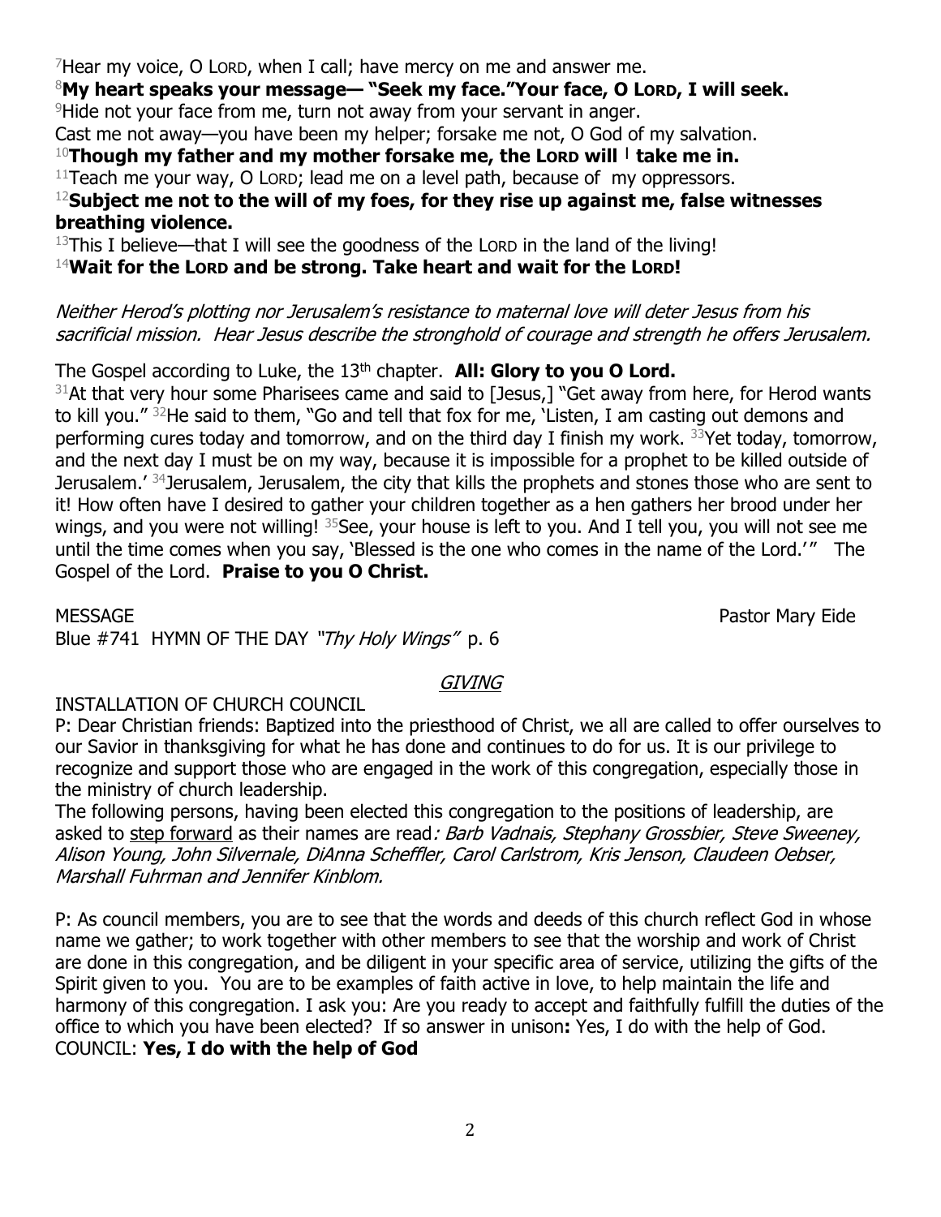[7]Hear my voice, O LORD, when I call; have mercy on me and answer me.

**[8]My heart speaks your message— "Seek my face."Your face, O LORD, I will seek.**

[9]Hide not your face from me, turn not away from your servant in anger.

Cast me not away—you have been my helper; forsake me not, O God of my salvation.

**[10]Though my father and my mother forsake me, the LORD will | take me in.**

[11]Teach me your way, O LORD; lead me on a level path, because of my oppressors.

**[12]Subject me not to the will of my foes, for they rise up against me, false witnesses breathing violence.**

[13]This I believe—that I will see the goodness of the LORD in the land of the living!

**[14]Wait for the LORD and be strong. Take heart and wait for the LORD!**

*Neither Herod's plotting nor Jerusalem's resistance to maternal love will deter Jesus from his sacrificial mission. Hear Jesus describe the stronghold of courage and strength he offers Jerusalem.*

The Gospel according to Luke, the 13th chapter. **All: Glory to you O Lord.**

[31]At that very hour some Pharisees came and said to [Jesus,] "Get away from here, for Herod wants to kill you." [32]He said to them, "Go and tell that fox for me, 'Listen, I am casting out demons and performing cures today and tomorrow, and on the third day I finish my work. [33]Yet today, tomorrow, and the next day I must be on my way, because it is impossible for a prophet to be killed outside of Jerusalem.' [34]Jerusalem, Jerusalem, the city that kills the prophets and stones those who are sent to it! How often have I desired to gather your children together as a hen gathers her brood under her wings, and you were not willing! [35]See, your house is left to you. And I tell you, you will not see me until the time comes when you say, 'Blessed is the one who comes in the name of the Lord.'" The Gospel of the Lord. **Praise to you O Christ.**

MESSAGE Pastor Mary Eide

Blue #741 HYMN OF THE DAY *"Thy Holy Wings"* p. 6

*GIVING*

INSTALLATION OF CHURCH COUNCIL

P: Dear Christian friends: Baptized into the priesthood of Christ, we all are called to offer ourselves to our Savior in thanksgiving for what he has done and continues to do for us. It is our privilege to recognize and support those who are engaged in the work of this congregation, especially those in the ministry of church leadership.

The following persons, having been elected this congregation to the positions of leadership, are asked to step forward as their names are read*: Barb Vadnais, Stephany Grossbier, Steve Sweeney, Alison Young, John Silvernale, DiAnna Scheffler, Carol Carlstrom, Kris Jenson, Claudeen Oebser, Marshall Fuhrman and Jennifer Kinblom.*

P: As council members, you are to see that the words and deeds of this church reflect God in whose name we gather; to work together with other members to see that the worship and work of Christ are done in this congregation, and be diligent in your specific area of service, utilizing the gifts of the Spirit given to you. You are to be examples of faith active in love, to help maintain the life and harmony of this congregation. I ask you: Are you ready to accept and faithfully fulfill the duties of the office to which you have been elected? If so answer in unison**:** Yes, I do with the help of God.

COUNCIL: **Yes, I do with the help of God**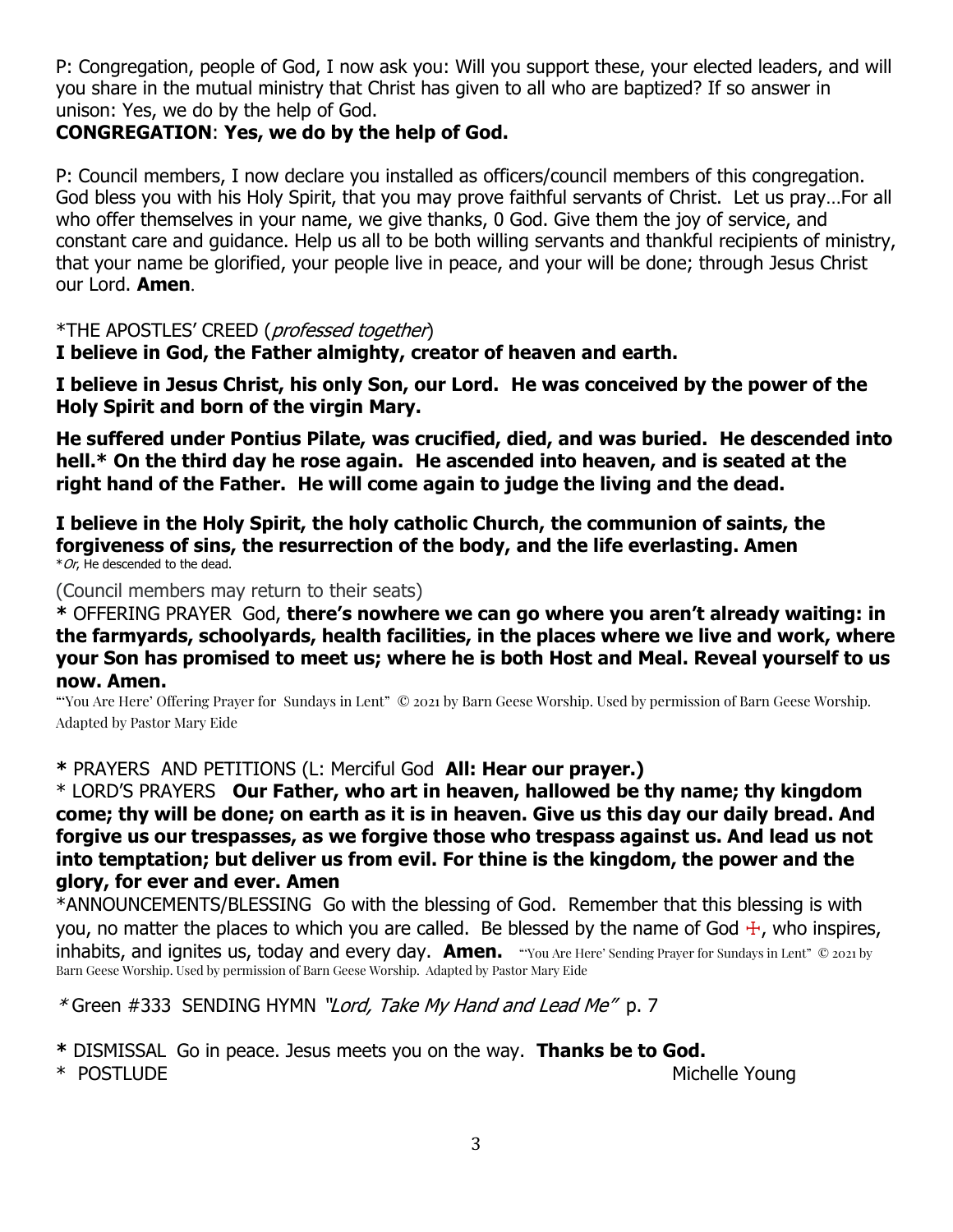P: Congregation, people of God, I now ask you: Will you support these, your elected leaders, and will you share in the mutual ministry that Christ has given to all who are baptized? If so answer in unison: Yes, we do by the help of God.

**CONGREGATION**: **Yes, we do by the help of God.**

P: Council members, I now declare you installed as officers/council members of this congregation. God bless you with his Holy Spirit, that you may prove faithful servants of Christ. Let us pray…For all who offer themselves in your name, we give thanks, 0 God. Give them the joy of service, and constant care and guidance. Help us all to be both willing servants and thankful recipients of ministry, that your name be glorified, your people live in peace, and your will be done; through Jesus Christ our Lord. **Amen**.

*THE APOSTLES' CREED (*professed together*)

**I believe in God, the Father almighty, creator of heaven and earth.**

**I believe in Jesus Christ, his only Son, our Lord. He was conceived by the power of the Holy Spirit and born of the virgin Mary.**

**He suffered under Pontius Pilate, was crucified, died, and was buried. He descended into hell.* On the third day he rose again. He ascended into heaven, and is seated at the right hand of the Father. He will come again to judge the living and the dead.**

**I believe in the Holy Spirit, the holy catholic Church, the communion of saints, the forgiveness of sins, the resurrection of the body, and the life everlasting. Amen**

**Or*, He descended to the dead.

(Council members may return to their seats)

**\*** OFFERING PRAYER God, **there's nowhere we can go where you aren't already waiting: in the farmyards, schoolyards, health facilities, in the places where we live and work, where your Son has promised to meet us; where he is both Host and Meal. Reveal yourself to us now. Amen.**

"'You Are Here' Offering Prayer for Sundays in Lent" © 2021 by Barn Geese Worship. Used by permission of Barn Geese Worship. Adapted by Pastor Mary Eide

**\*** PRAYERS AND PETITIONS (L: Merciful God **All: Hear our prayer.)**

\* LORD'S PRAYERS **Our Father, who art in heaven, hallowed be thy name; thy kingdom come; thy will be done; on earth as it is in heaven. Give us this day our daily bread. And forgive us our trespasses, as we forgive those who trespass against us. And lead us not into temptation; but deliver us from evil. For thine is the kingdom, the power and the glory, for ever and ever. Amen**

*ANNOUNCEMENTS/BLESSING Go with the blessing of God. Remember that this blessing is with you, no matter the places to which you are called. Be blessed by the name of God ☩, who inspires, inhabits, and ignites us, today and every day. **Amen.** "'You Are Here' Sending Prayer for Sundays in Lent" © 2021 by Barn Geese Worship. Used by permission of Barn Geese Worship. Adapted by Pastor Mary Eide

\* Green #333 SENDING HYMN *"Lord, Take My Hand and Lead Me"* p. 7

**\*** DISMISSAL Go in peace. Jesus meets you on the way. **Thanks be to God.**

\* POSTLUDE Michelle Young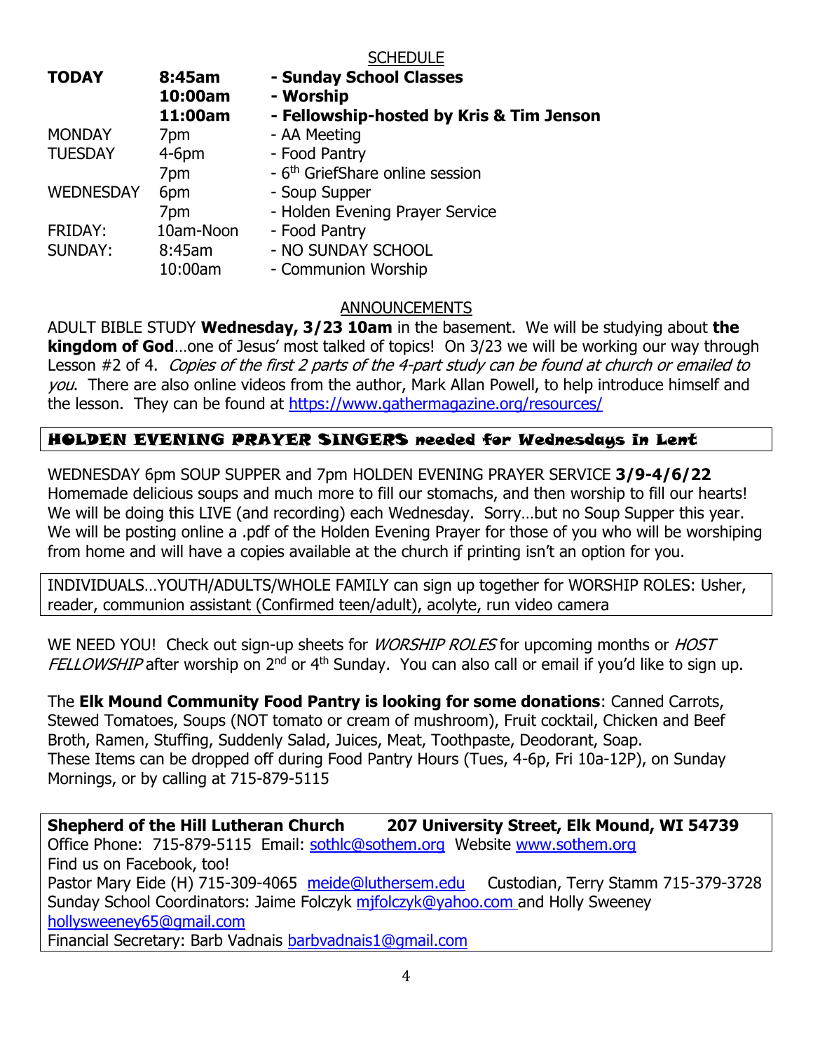## SCHEDULE

| | | |
|---|---|---|
| **TODAY** | **8:45am** | **- Sunday School Classes** |
| | **10:00am** | **- Worship** |
| | **11:00am** | **- Fellowship-hosted by Kris & Tim Jenson** |
| MONDAY | 7pm | - AA Meeting |
| TUESDAY | 4-6pm | - Food Pantry |
| | 7pm | - 6th GriefShare online session |
| WEDNESDAY | 6pm | - Soup Supper |
| | 7pm | - Holden Evening Prayer Service |
| FRIDAY: | 10am-Noon | - Food Pantry |
| SUNDAY: | 8:45am | - NO SUNDAY SCHOOL |
| | 10:00am | - Communion Worship |

## ANNOUNCEMENTS

ADULT BIBLE STUDY **Wednesday, 3/23 10am** in the basement. We will be studying about **the kingdom of God**…one of Jesus' most talked of topics! On 3/23 we will be working our way through Lesson #2 of 4. *Copies of the first 2 parts of the 4-part study can be found at church or emailed to you*. There are also online videos from the author, Mark Allan Powell, to help introduce himself and the lesson. They can be found at https://www.gathermagazine.org/resources/

**HOLDEN EVENING PRAYER SINGERS needed for Wednesdays in Lent**

WEDNESDAY 6pm SOUP SUPPER and 7pm HOLDEN EVENING PRAYER SERVICE **3/9-4/6/22** Homemade delicious soups and much more to fill our stomachs, and then worship to fill our hearts! We will be doing this LIVE (and recording) each Wednesday. Sorry…but no Soup Supper this year. We will be posting online a .pdf of the Holden Evening Prayer for those of you who will be worshiping from home and will have a copies available at the church if printing isn't an option for you.

INDIVIDUALS…YOUTH/ADULTS/WHOLE FAMILY can sign up together for WORSHIP ROLES: Usher, reader, communion assistant (Confirmed teen/adult), acolyte, run video camera

WE NEED YOU! Check out sign-up sheets for *WORSHIP ROLES* for upcoming months or *HOST FELLOWSHIP* after worship on 2nd or 4th Sunday. You can also call or email if you'd like to sign up.

The **Elk Mound Community Food Pantry is looking for some donations**: Canned Carrots, Stewed Tomatoes, Soups (NOT tomato or cream of mushroom), Fruit cocktail, Chicken and Beef Broth, Ramen, Stuffing, Suddenly Salad, Juices, Meat, Toothpaste, Deodorant, Soap.
These Items can be dropped off during Food Pantry Hours (Tues, 4-6p, Fri 10a-12P), on Sunday Mornings, or by calling at 715-879-5115

**Shepherd of the Hill Lutheran Church** **207 University Street, Elk Mound, WI 54739**
Office Phone: 715-879-5115 Email: sothlc@sothem.org Website www.sothem.org
Find us on Facebook, too!
Pastor Mary Eide (H) 715-309-4065 meide@luthersem.edu Custodian, Terry Stamm 715-379-3728
Sunday School Coordinators: Jaime Folczyk mjfolczyk@yahoo.com and Holly Sweeney hollysweeney65@gmail.com
Financial Secretary: Barb Vadnais barbvadnais1@gmail.com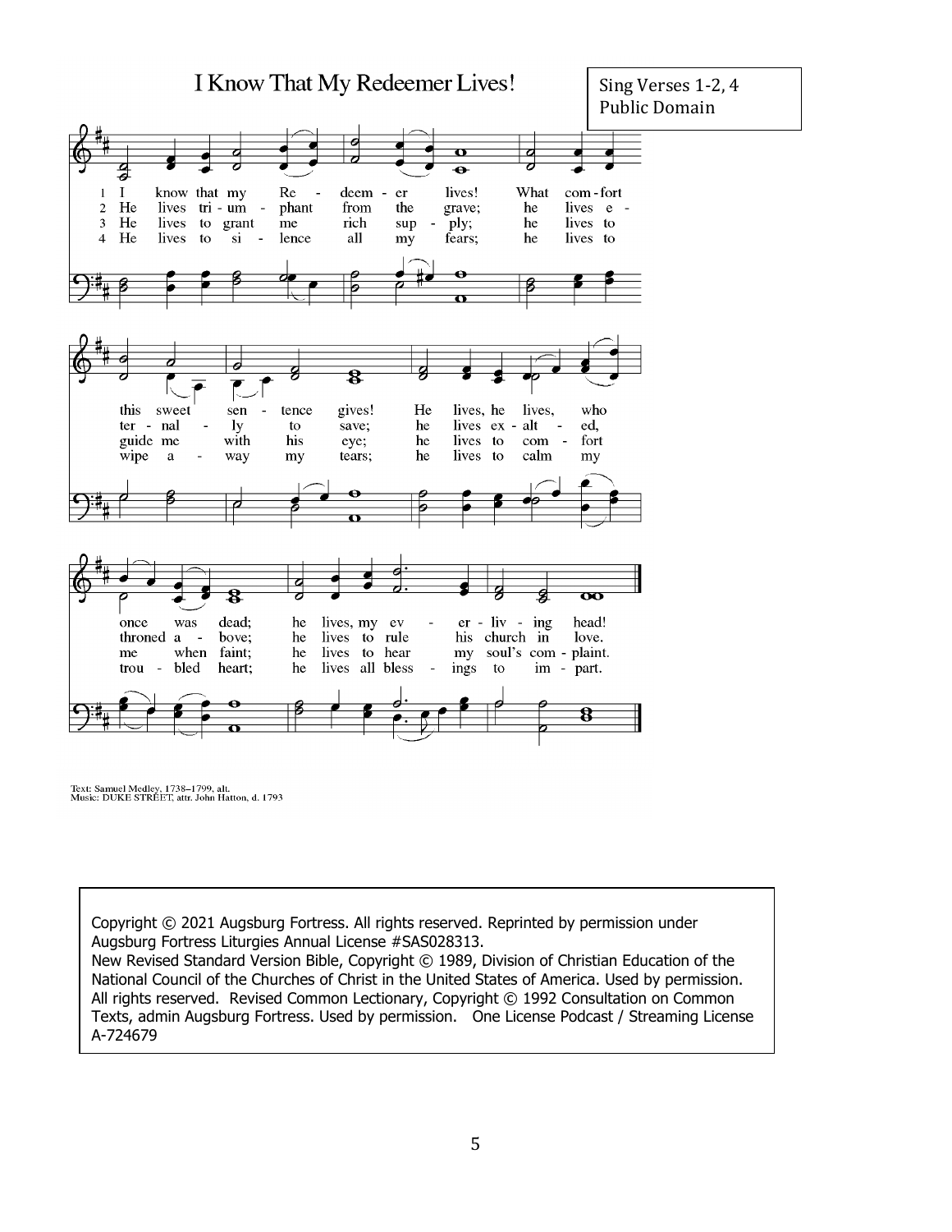# I Know That My Redeemer Lives!

Sing Verses 1-2, 4
Public Domain

1 I know that my Redeemer lives! What comfort this sweet sentence gives! He lives, he lives, who once was dead; he lives, my ever-living head!

2 He lives triumphant from the grave; he lives eternally to save; he lives exalted, throned above; he lives to rule his church in love.

3 He lives to grant me rich supply; he lives to guide me with his eye; he lives to comfort me when faint; he lives to hear my soul's complaint.

4 He lives to silence all my fears; he lives to wipe away my tears; he lives to calm my troubled heart; he lives all blessings to impart.

Text: Samuel Medley, 1738–1799, alt.
Music: DUKE STREET, attr. John Hatton, d. 1793

Copyright © 2021 Augsburg Fortress. All rights reserved. Reprinted by permission under Augsburg Fortress Liturgies Annual License #SAS028313.
New Revised Standard Version Bible, Copyright © 1989, Division of Christian Education of the National Council of the Churches of Christ in the United States of America. Used by permission. All rights reserved. Revised Common Lectionary, Copyright © 1992 Consultation on Common Texts, admin Augsburg Fortress. Used by permission. One License Podcast / Streaming License A-724679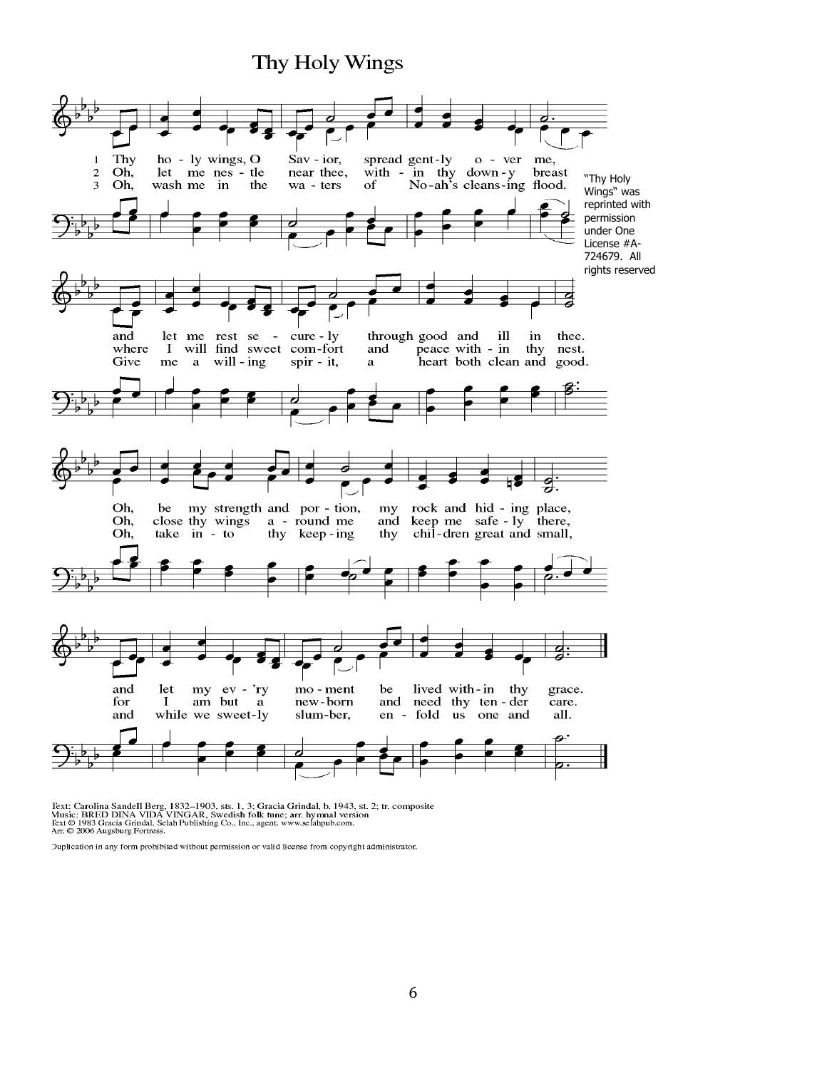# Thy Holy Wings

1. Thy holy wings, O Savior, spread gently over me, and let me rest securely through good and ill in thee. Oh, be my strength and portion, my rock and hiding place, and let my ev'ry moment be lived within thy grace.

2. Oh, let me nestle near thee, within thy downy breast where I will find sweet comfort and peace within thy nest. Oh, close thy wings around me and keep me safely there, for I am but a newborn and need thy tender care.

3. Oh, wash me in the waters of Noah's cleansing flood. Give me a willing spirit, a heart both clean and good. Oh, take into thy keeping thy children great and small, and while we sweetly slumber, enfold us one and all.

"Thy Holy Wings" was reprinted with permission under One License #A-724679. All rights reserved

Text: Carolina Sandell Berg, 1832–1903, sts. 1, 3; Gracia Grindal, b. 1943, st. 2; tr. composite
Music: BRED DINA VIDA VINGAR, Swedish folk tune; arr. hymnal version
Text © 1983 Gracia Grindal, Selah Publishing Co., Inc., agent. www.selahpub.com.
Arr. © 2006 Augsburg Fortress.

Duplication in any form prohibited without permission or valid license from copyright administrator.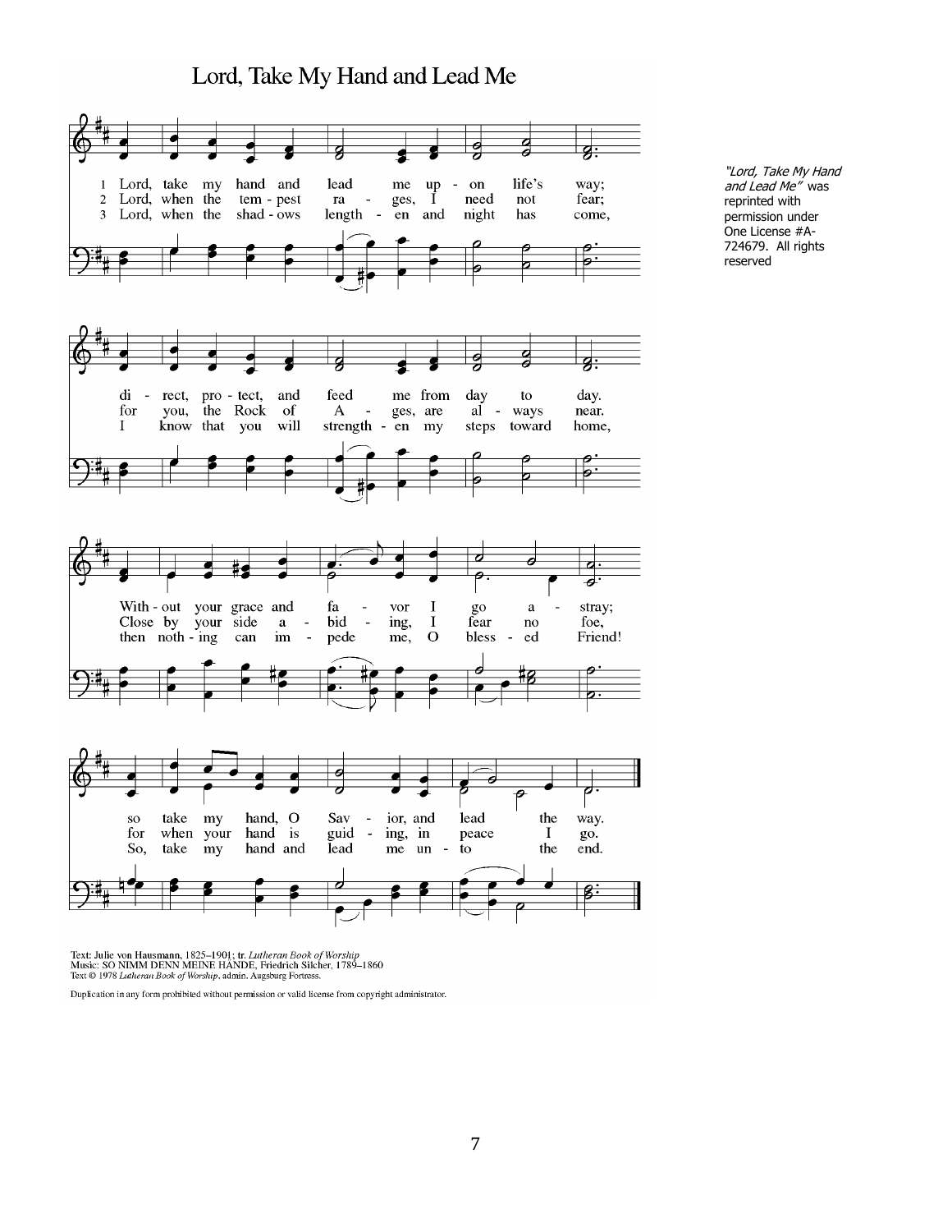# Lord, Take My Hand and Lead Me

*"Lord, Take My Hand and Lead Me"* was reprinted with permission under One License #A-724679. All rights reserved

1 Lord, take my hand and lead me upon life's way;
direct, protect, and feed me from day to day.
Without your grace and favor I go astray;
so take my hand, O Savior, and lead the way.

2 Lord, when the tempest rages, I need not fear;
for you, the Rock of Ages, are always near.
Close by your side abiding, I fear no foe,
for when your hand is guiding, in peace I go.

3 Lord, when the shadows lengthen and night has come,
I know that you will strengthen my steps toward home,
then nothing can impede me, O blessed Friend!
So, take my hand and lead me unto the end.

Text: Julie von Hausmann, 1825–1901; tr. *Lutheran Book of Worship*
Music: SO NIMM DENN MEINE HÄNDE, Friedrich Silcher, 1789–1860
Text © 1978 *Lutheran Book of Worship*, admin. Augsburg Fortress.

Duplication in any form prohibited without permission or valid license from copyright administrator.